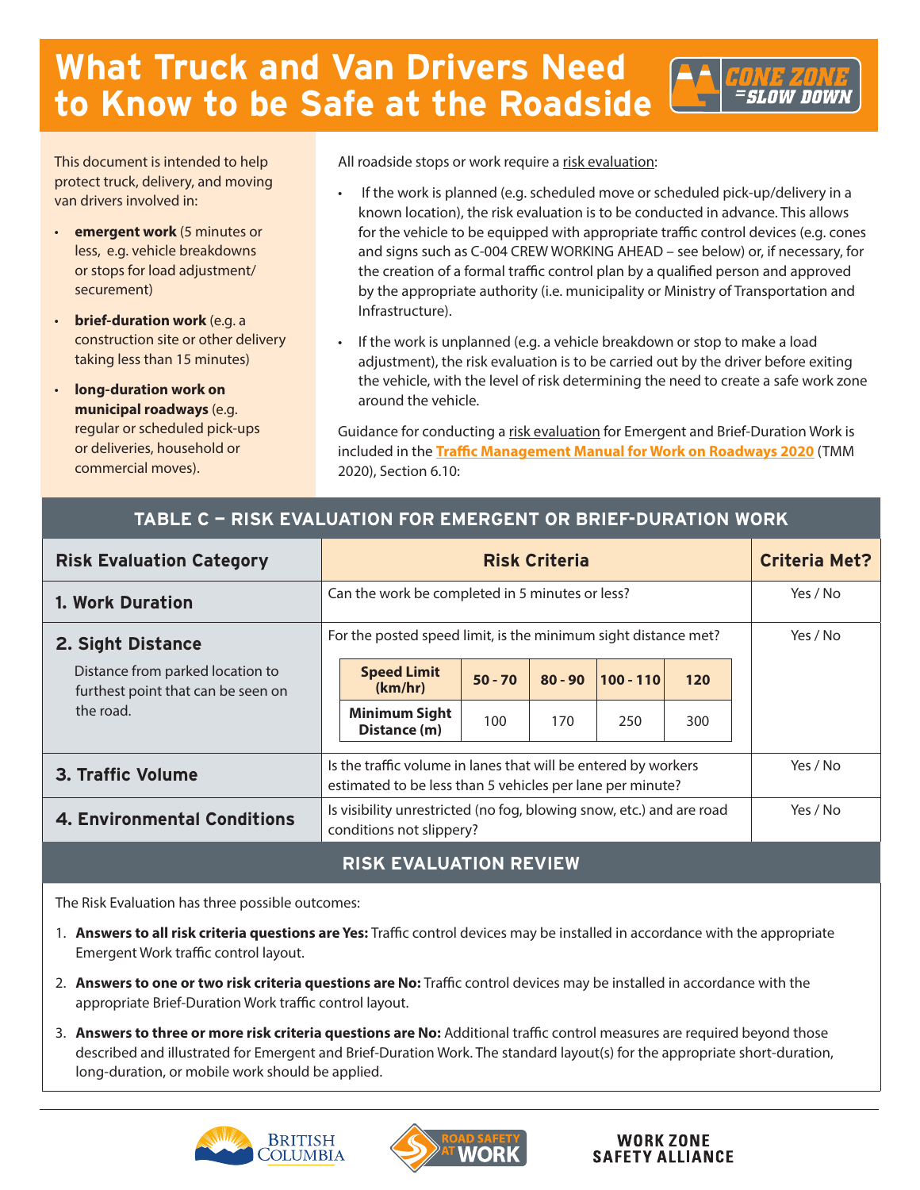# What Truck and Van Drivers Need to Know to be Safe at the Roadside

CONE ZONE = SLOW DOWN

This document is intended to help protect truck, delivery, and moving van drivers involved in:

- **emergent work** (5 minutes or less, e.g. vehicle breakdowns or stops for load adjustment/ securement)
- **brief-duration work** (e.g. a construction site or other delivery taking less than 15 minutes)
- **long-duration work on municipal roadways** (e.g. regular or scheduled pick-ups or deliveries, household or commercial moves).

All roadside stops or work require a risk evaluation:

- If the work is planned (e.g. scheduled move or scheduled pick-up/delivery in a known location), the risk evaluation is to be conducted in advance. This allows for the vehicle to be equipped with appropriate traffic control devices (e.g. cones and signs such as C-004 CREW WORKING AHEAD – see below) or, if necessary, for the creation of a formal traffic control plan by a qualified person and approved by the appropriate authority (i.e. municipality or Ministry of Transportation and Infrastructure).
- If the work is unplanned (e.g. a vehicle breakdown or stop to make a load adjustment), the risk evaluation is to be carried out by the driver before exiting the vehicle, with the level of risk determining the need to create a safe work zone around the vehicle.

Guidance for conducting a risk evaluation for Emergent and Brief-Duration Work is included in the **Traffic Management Manual for Work on Roadways 2020** (TMM 2020), Section 6.10:

## TABLE C — RISK EVALUATION FOR EMERGENT OR BRIEF-DURATION WORK

| Risk Evaluation Category | Risk Criteria | Criteria Met? |
|---|---|---|
| **1. Work Duration** | Can the work be completed in 5 minutes or less? | Yes / No |
| **2. Sight Distance**<br>Distance from parked location to furthest point that can be seen on the road. | For the posted speed limit, is the minimum sight distance met?<br>**Speed Limit (km/hr):** 50 - 70 / 80 - 90 / 100 - 110 / 120<br>**Minimum Sight Distance (m):** 100 / 170 / 250 / 300 | Yes / No |
| **3. Traffic Volume** | Is the traffic volume in lanes that will be entered by workers estimated to be less than 5 vehicles per lane per minute? | Yes / No |
| **4. Environmental Conditions** | Is visibility unrestricted (no fog, blowing snow, etc.) and are road conditions not slippery? | Yes / No |

## RISK EVALUATION REVIEW

The Risk Evaluation has three possible outcomes:

1. **Answers to all risk criteria questions are Yes:** Traffic control devices may be installed in accordance with the appropriate Emergent Work traffic control layout.
2. **Answers to one or two risk criteria questions are No:** Traffic control devices may be installed in accordance with the appropriate Brief-Duration Work traffic control layout.
3. **Answers to three or more risk criteria questions are No:** Additional traffic control measures are required beyond those described and illustrated for Emergent and Brief-Duration Work. The standard layout(s) for the appropriate short-duration, long-duration, or mobile work should be applied.

British Columbia | Road Safety at Work | Work Zone Safety Alliance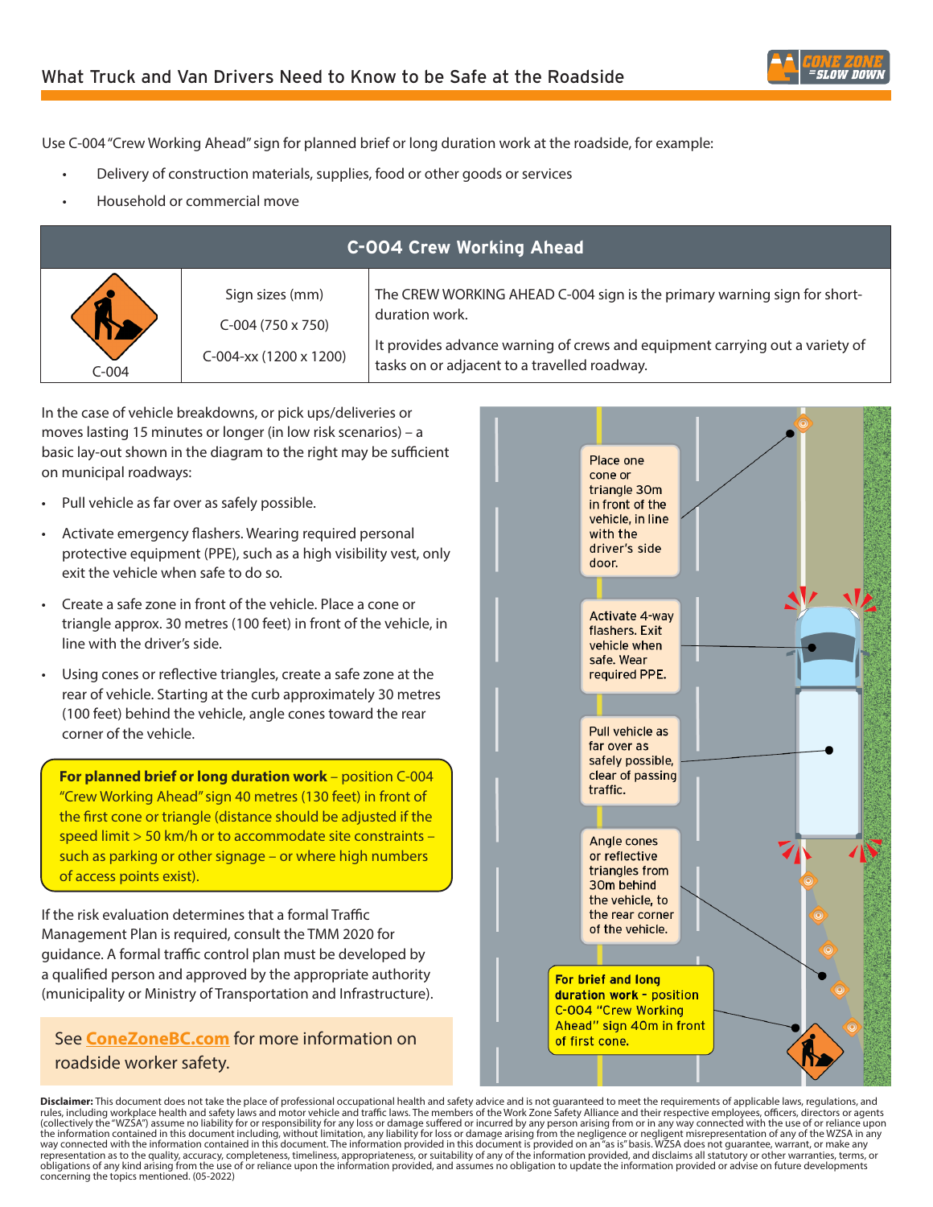Use C-004 "Crew Working Ahead" sign for planned brief or long duration work at the roadside, for example:

- Delivery of construction materials, supplies, food or other goods or services
- Household or commercial move

| C-004 Crew Working Ahead | | |
|---|---|---|
| C-004 | Sign sizes (mm)<br>C-004 (750 x 750)<br>C-004-xx (1200 x 1200) | The CREW WORKING AHEAD C-004 sign is the primary warning sign for short-duration work.<br>It provides advance warning of crews and equipment carrying out a variety of tasks on or adjacent to a travelled roadway. |

In the case of vehicle breakdowns, or pick ups/deliveries or moves lasting 15 minutes or longer (in low risk scenarios) – a basic lay-out shown in the diagram to the right may be sufficient on municipal roadways:

- Pull vehicle as far over as safely possible.
- Activate emergency flashers. Wearing required personal protective equipment (PPE), such as a high visibility vest, only exit the vehicle when safe to do so.
- Create a safe zone in front of the vehicle. Place a cone or triangle approx. 30 metres (100 feet) in front of the vehicle, in line with the driver's side.
- Using cones or reflective triangles, create a safe zone at the rear of vehicle. Starting at the curb approximately 30 metres (100 feet) behind the vehicle, angle cones toward the rear corner of the vehicle.

**For planned brief or long duration work** – position C-004 "Crew Working Ahead" sign 40 metres (130 feet) in front of the first cone or triangle (distance should be adjusted if the speed limit > 50 km/h or to accommodate site constraints – such as parking or other signage – or where high numbers of access points exist).

If the risk evaluation determines that a formal Traffic Management Plan is required, consult the TMM 2020 for guidance. A formal traffic control plan must be developed by a qualified person and approved by the appropriate authority (municipality or Ministry of Transportation and Infrastructure).

See **ConeZoneBC.com** for more information on roadside worker safety.

Place one cone or triangle 30m in front of the vehicle, in line with the driver's side door.

Activate 4-way flashers. Exit vehicle when safe. Wear required PPE.

Pull vehicle as far over as safely possible, clear of passing traffic.

Angle cones or reflective triangles from 30m behind the vehicle, to the rear corner of the vehicle.

**For brief and long duration work** - position C-004 "Crew Working Ahead" sign 40m in front of first cone.

**Disclaimer:** This document does not take the place of professional occupational health and safety advice and is not guaranteed to meet the requirements of applicable laws, regulations, and rules, including workplace health and safety laws and motor vehicle and traffic laws. The members of the Work Zone Safety Alliance and their respective employees, officers, directors or agents (collectively the "WZSA") assume no liability for or responsibility for any loss or damage suffered or incurred by any person arising from or in any way connected with the use of or reliance upon the information contained in this document including, without limitation, any liability for loss or damage arising from the negligence or negligent misrepresentation of any of the WZSA in any way connected with the information contained in this document. The information provided in this document is provided on an "as is" basis. WZSA does not guarantee, warrant, or make any representation as to the quality, accuracy, completeness, timeliness, appropriateness, or suitability of any of the information provided, and disclaims all statutory or other warranties, terms, or obligations of any kind arising from the use of or reliance upon the information provided, and assumes no obligation to update the information provided or advise on future developments concerning the topics mentioned. (05-2022)